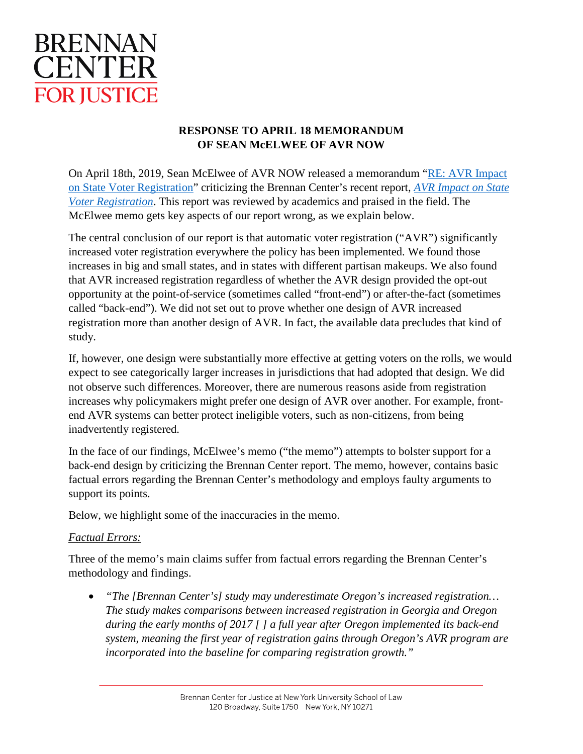BRENNAN CENTER FOR JUSTICE

**RESPONSE TO APRIL 18 MEMORANDUM OF SEAN McELWEE OF AVR NOW**

On April 18th, 2019, Sean McElwee of AVR NOW released a memorandum "RE: AVR Impact on State Voter Registration" criticizing the Brennan Center's recent report, *AVR Impact on State Voter Registration*. This report was reviewed by academics and praised in the field. The McElwee memo gets key aspects of our report wrong, as we explain below.

The central conclusion of our report is that automatic voter registration ("AVR") significantly increased voter registration everywhere the policy has been implemented. We found those increases in big and small states, and in states with different partisan makeups. We also found that AVR increased registration regardless of whether the AVR design provided the opt-out opportunity at the point-of-service (sometimes called "front-end") or after-the-fact (sometimes called "back-end"). We did not set out to prove whether one design of AVR increased registration more than another design of AVR. In fact, the available data precludes that kind of study.

If, however, one design were substantially more effective at getting voters on the rolls, we would expect to see categorically larger increases in jurisdictions that had adopted that design. We did not observe such differences. Moreover, there are numerous reasons aside from registration increases why policymakers might prefer one design of AVR over another. For example, front-end AVR systems can better protect ineligible voters, such as non-citizens, from being inadvertently registered.

In the face of our findings, McElwee's memo ("the memo") attempts to bolster support for a back-end design by criticizing the Brennan Center report. The memo, however, contains basic factual errors regarding the Brennan Center's methodology and employs faulty arguments to support its points.

Below, we highlight some of the inaccuracies in the memo.

*Factual Errors:*

Three of the memo's main claims suffer from factual errors regarding the Brennan Center's methodology and findings.

- *"The [Brennan Center's] study may underestimate Oregon's increased registration… The study makes comparisons between increased registration in Georgia and Oregon during the early months of 2017 [ ] a full year after Oregon implemented its back-end system, meaning the first year of registration gains through Oregon's AVR program are incorporated into the baseline for comparing registration growth."*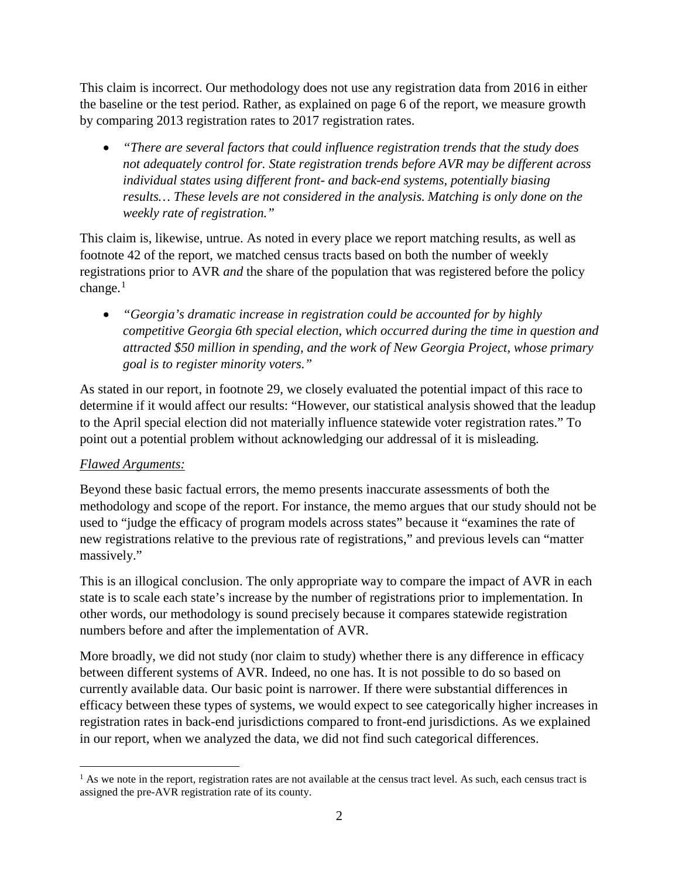This claim is incorrect. Our methodology does not use any registration data from 2016 in either the baseline or the test period. Rather, as explained on page 6 of the report, we measure growth by comparing 2013 registration rates to 2017 registration rates.

- *"There are several factors that could influence registration trends that the study does not adequately control for. State registration trends before AVR may be different across individual states using different front- and back-end systems, potentially biasing results… These levels are not considered in the analysis. Matching is only done on the weekly rate of registration."*

This claim is, likewise, untrue. As noted in every place we report matching results, as well as footnote 42 of the report, we matched census tracts based on both the number of weekly registrations prior to AVR *and* the share of the population that was registered before the policy change.[1]

- *"Georgia's dramatic increase in registration could be accounted for by highly competitive Georgia 6th special election, which occurred during the time in question and attracted $50 million in spending, and the work of New Georgia Project, whose primary goal is to register minority voters."*

As stated in our report, in footnote 29, we closely evaluated the potential impact of this race to determine if it would affect our results: "However, our statistical analysis showed that the leadup to the April special election did not materially influence statewide voter registration rates." To point out a potential problem without acknowledging our addressal of it is misleading.

*Flawed Arguments:*

Beyond these basic factual errors, the memo presents inaccurate assessments of both the methodology and scope of the report. For instance, the memo argues that our study should not be used to "judge the efficacy of program models across states" because it "examines the rate of new registrations relative to the previous rate of registrations," and previous levels can "matter massively."

This is an illogical conclusion. The only appropriate way to compare the impact of AVR in each state is to scale each state's increase by the number of registrations prior to implementation. In other words, our methodology is sound precisely because it compares statewide registration numbers before and after the implementation of AVR.

More broadly, we did not study (nor claim to study) whether there is any difference in efficacy between different systems of AVR. Indeed, no one has. It is not possible to do so based on currently available data. Our basic point is narrower. If there were substantial differences in efficacy between these types of systems, we would expect to see categorically higher increases in registration rates in back-end jurisdictions compared to front-end jurisdictions. As we explained in our report, when we analyzed the data, we did not find such categorical differences.

---

[1] As we note in the report, registration rates are not available at the census tract level. As such, each census tract is assigned the pre-AVR registration rate of its county.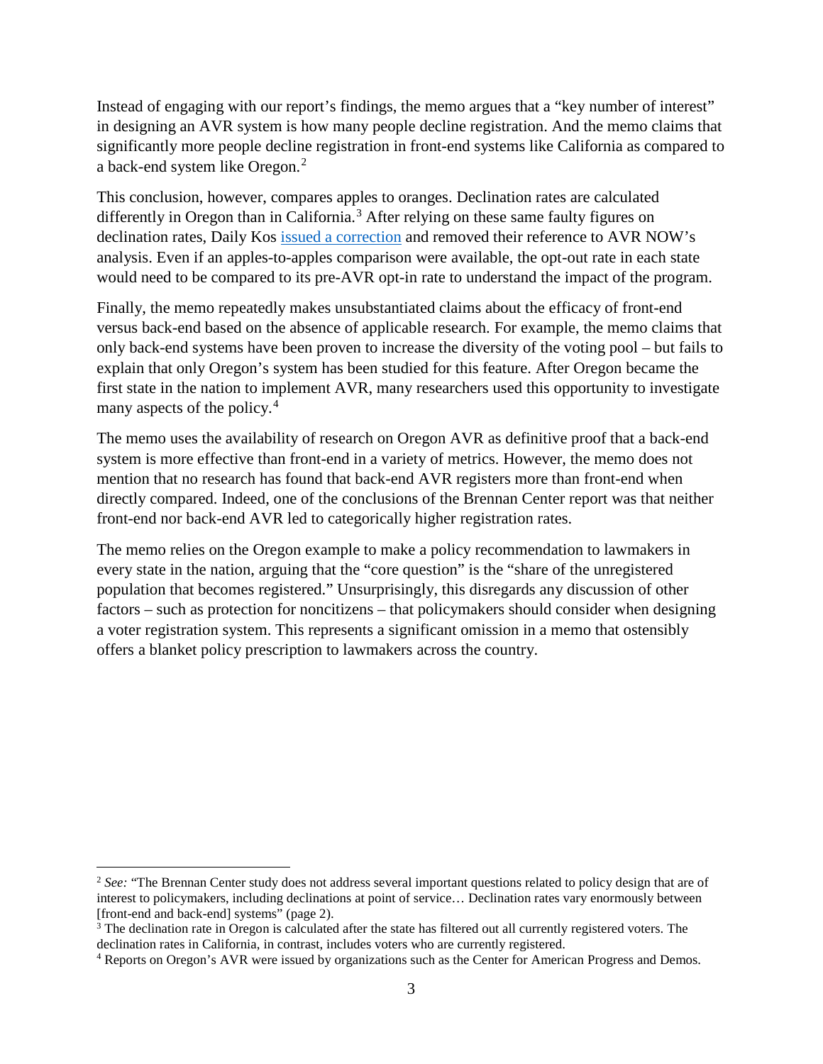Instead of engaging with our report's findings, the memo argues that a "key number of interest" in designing an AVR system is how many people decline registration. And the memo claims that significantly more people decline registration in front-end systems like California as compared to a back-end system like Oregon.[2]

This conclusion, however, compares apples to oranges. Declination rates are calculated differently in Oregon than in California.[3] After relying on these same faulty figures on declination rates, Daily Kos issued a correction and removed their reference to AVR NOW's analysis. Even if an apples-to-apples comparison were available, the opt-out rate in each state would need to be compared to its pre-AVR opt-in rate to understand the impact of the program.

Finally, the memo repeatedly makes unsubstantiated claims about the efficacy of front-end versus back-end based on the absence of applicable research. For example, the memo claims that only back-end systems have been proven to increase the diversity of the voting pool – but fails to explain that only Oregon's system has been studied for this feature. After Oregon became the first state in the nation to implement AVR, many researchers used this opportunity to investigate many aspects of the policy.[4]

The memo uses the availability of research on Oregon AVR as definitive proof that a back-end system is more effective than front-end in a variety of metrics. However, the memo does not mention that no research has found that back-end AVR registers more than front-end when directly compared. Indeed, one of the conclusions of the Brennan Center report was that neither front-end nor back-end AVR led to categorically higher registration rates.

The memo relies on the Oregon example to make a policy recommendation to lawmakers in every state in the nation, arguing that the "core question" is the "share of the unregistered population that becomes registered." Unsurprisingly, this disregards any discussion of other factors – such as protection for noncitizens – that policymakers should consider when designing a voter registration system. This represents a significant omission in a memo that ostensibly offers a blanket policy prescription to lawmakers across the country.

---

[2] *See:* "The Brennan Center study does not address several important questions related to policy design that are of interest to policymakers, including declinations at point of service… Declination rates vary enormously between [front-end and back-end] systems" (page 2).

[3] The declination rate in Oregon is calculated after the state has filtered out all currently registered voters. The declination rates in California, in contrast, includes voters who are currently registered.

[4] Reports on Oregon's AVR were issued by organizations such as the Center for American Progress and Demos.